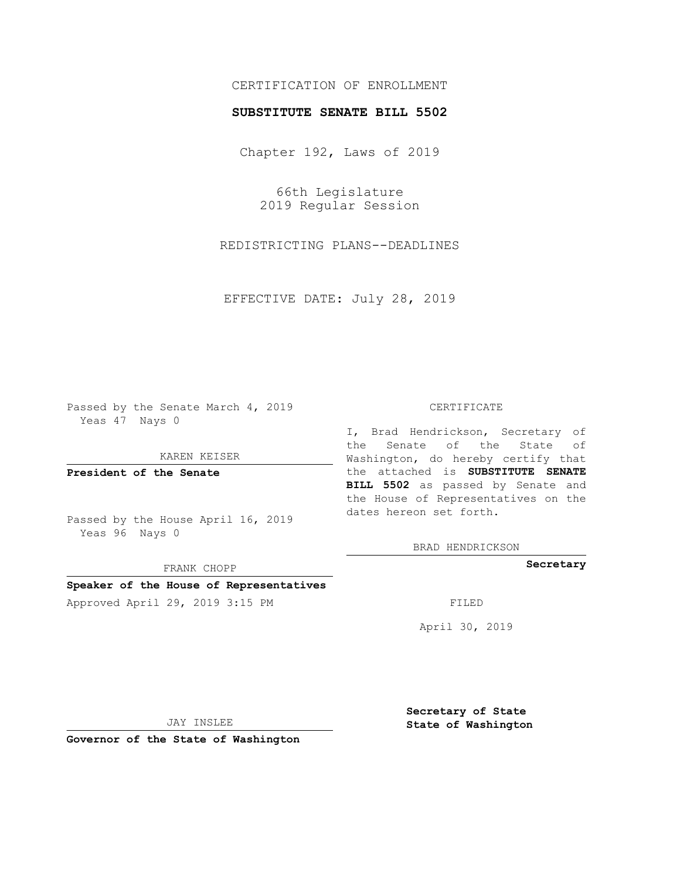CERTIFICATION OF ENROLLMENT

**SUBSTITUTE SENATE BILL 5502**

Chapter 192, Laws of 2019

66th Legislature
2019 Regular Session

REDISTRICTING PLANS--DEADLINES

EFFECTIVE DATE: July 28, 2019

Passed by the Senate March 4, 2019
Yeas 47 Nays 0

KAREN KEISER

**President of the Senate**

Passed by the House April 16, 2019
Yeas 96 Nays 0

FRANK CHOPP

**Speaker of the House of Representatives**

Approved April 29, 2019 3:15 PM

JAY INSLEE

**Governor of the State of Washington**

CERTIFICATE

I, Brad Hendrickson, Secretary of the Senate of the State of Washington, do hereby certify that the attached is **SUBSTITUTE SENATE BILL 5502** as passed by Senate and the House of Representatives on the dates hereon set forth.

BRAD HENDRICKSON

**Secretary**

FILED

April 30, 2019

**Secretary of State**
**State of Washington**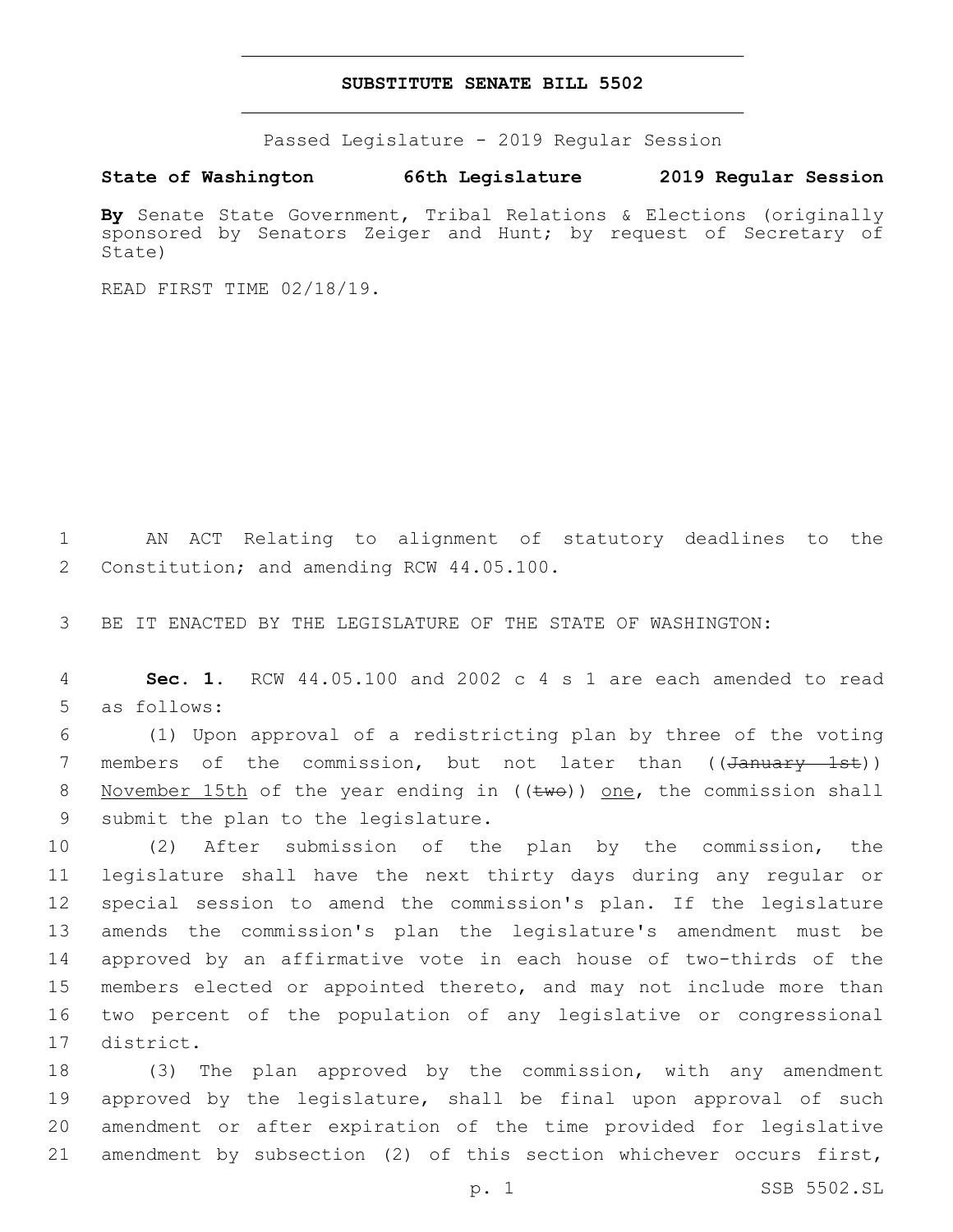# SUBSTITUTE SENATE BILL 5502

Passed Legislature - 2019 Regular Session

**State of Washington 66th Legislature 2019 Regular Session**

**By** Senate State Government, Tribal Relations & Elections (originally sponsored by Senators Zeiger and Hunt; by request of Secretary of State)

READ FIRST TIME 02/18/19.

1 AN ACT Relating to alignment of statutory deadlines to the 2 Constitution; and amending RCW 44.05.100.

3 BE IT ENACTED BY THE LEGISLATURE OF THE STATE OF WASHINGTON:

4 **Sec. 1.** RCW 44.05.100 and 2002 c 4 s 1 are each amended to read 5 as follows:

6 (1) Upon approval of a redistricting plan by three of the voting 7 members of the commission, but not later than ((~~January 1st~~)) 8 November 15th of the year ending in ((~~two~~)) one, the commission shall 9 submit the plan to the legislature.

10 (2) After submission of the plan by the commission, the 11 legislature shall have the next thirty days during any regular or 12 special session to amend the commission's plan. If the legislature 13 amends the commission's plan the legislature's amendment must be 14 approved by an affirmative vote in each house of two-thirds of the 15 members elected or appointed thereto, and may not include more than 16 two percent of the population of any legislative or congressional 17 district.

18 (3) The plan approved by the commission, with any amendment 19 approved by the legislature, shall be final upon approval of such 20 amendment or after expiration of the time provided for legislative 21 amendment by subsection (2) of this section whichever occurs first,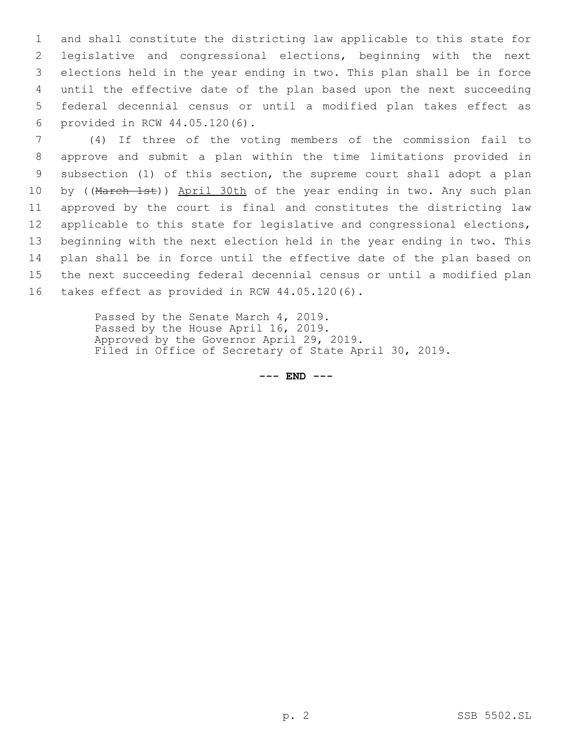and shall constitute the districting law applicable to this state for legislative and congressional elections, beginning with the next elections held in the year ending in two. This plan shall be in force until the effective date of the plan based upon the next succeeding federal decennial census or until a modified plan takes effect as provided in RCW 44.05.120(6).

(4) If three of the voting members of the commission fail to approve and submit a plan within the time limitations provided in subsection (1) of this section, the supreme court shall adopt a plan by ((~~March 1st~~)) <u>April 30th</u> of the year ending in two. Any such plan approved by the court is final and constitutes the districting law applicable to this state for legislative and congressional elections, beginning with the next election held in the year ending in two. This plan shall be in force until the effective date of the plan based on the next succeeding federal decennial census or until a modified plan takes effect as provided in RCW 44.05.120(6).

Passed by the Senate March 4, 2019.
Passed by the House April 16, 2019.
Approved by the Governor April 29, 2019.
Filed in Office of Secretary of State April 30, 2019.

**--- END ---**